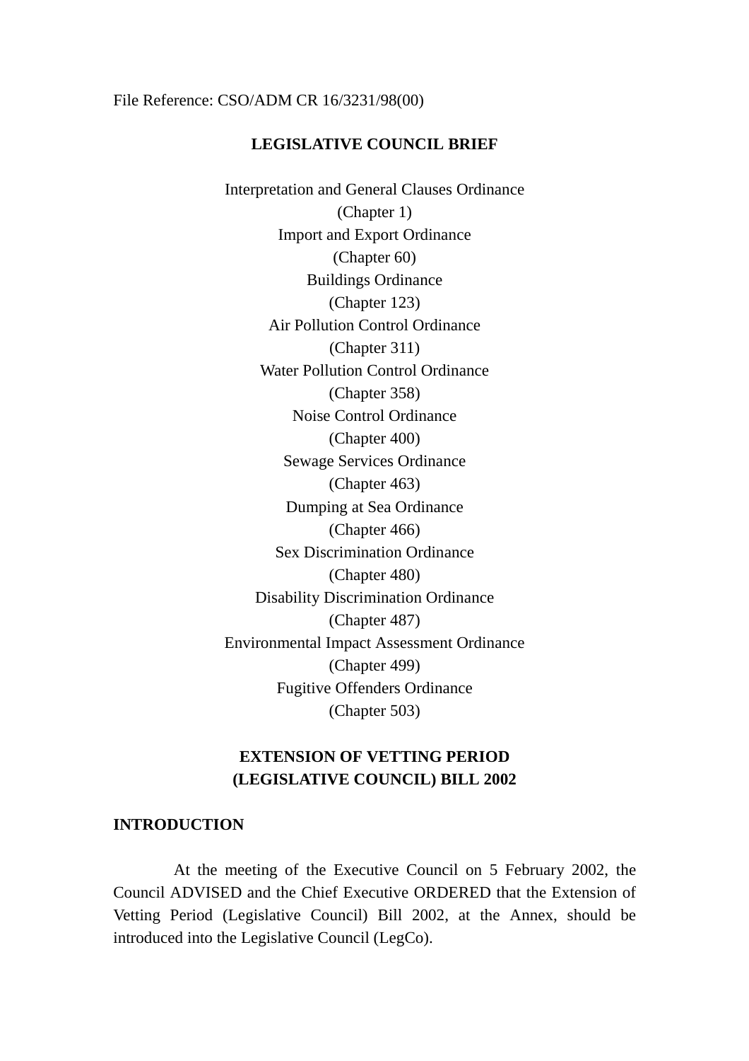File Reference: CSO/ADM CR 16/3231/98(00)

# LEGISLATIVE COUNCIL BRIEF

Interpretation and General Clauses Ordinance
(Chapter 1)
Import and Export Ordinance
(Chapter 60)
Buildings Ordinance
(Chapter 123)
Air Pollution Control Ordinance
(Chapter 311)
Water Pollution Control Ordinance
(Chapter 358)
Noise Control Ordinance
(Chapter 400)
Sewage Services Ordinance
(Chapter 463)
Dumping at Sea Ordinance
(Chapter 466)
Sex Discrimination Ordinance
(Chapter 480)
Disability Discrimination Ordinance
(Chapter 487)
Environmental Impact Assessment Ordinance
(Chapter 499)
Fugitive Offenders Ordinance
(Chapter 503)

## EXTENSION OF VETTING PERIOD (LEGISLATIVE COUNCIL) BILL 2002

## INTRODUCTION

At the meeting of the Executive Council on 5 February 2002, the Council ADVISED and the Chief Executive ORDERED that the Extension of Vetting Period (Legislative Council) Bill 2002, at the Annex, should be introduced into the Legislative Council (LegCo).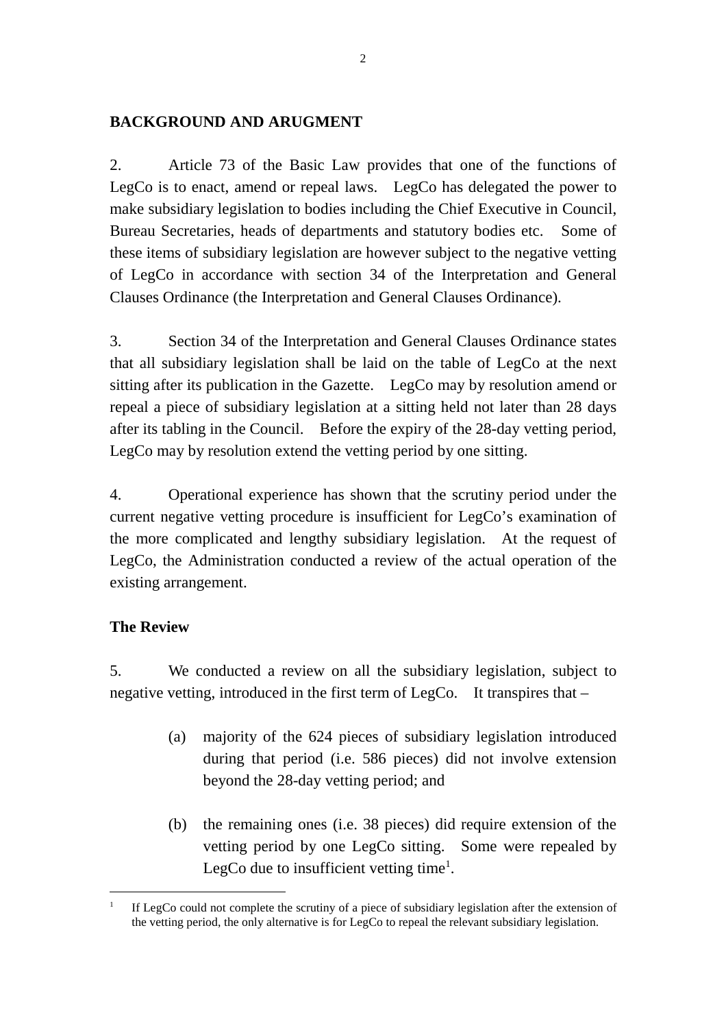**BACKGROUND AND ARUGMENT**

2. Article 73 of the Basic Law provides that one of the functions of LegCo is to enact, amend or repeal laws. LegCo has delegated the power to make subsidiary legislation to bodies including the Chief Executive in Council, Bureau Secretaries, heads of departments and statutory bodies etc. Some of these items of subsidiary legislation are however subject to the negative vetting of LegCo in accordance with section 34 of the Interpretation and General Clauses Ordinance (the Interpretation and General Clauses Ordinance).

3. Section 34 of the Interpretation and General Clauses Ordinance states that all subsidiary legislation shall be laid on the table of LegCo at the next sitting after its publication in the Gazette. LegCo may by resolution amend or repeal a piece of subsidiary legislation at a sitting held not later than 28 days after its tabling in the Council. Before the expiry of the 28-day vetting period, LegCo may by resolution extend the vetting period by one sitting.

4. Operational experience has shown that the scrutiny period under the current negative vetting procedure is insufficient for LegCo's examination of the more complicated and lengthy subsidiary legislation. At the request of LegCo, the Administration conducted a review of the actual operation of the existing arrangement.

**The Review**

5. We conducted a review on all the subsidiary legislation, subject to negative vetting, introduced in the first term of LegCo. It transpires that –

(a) majority of the 624 pieces of subsidiary legislation introduced during that period (i.e. 586 pieces) did not involve extension beyond the 28-day vetting period; and

(b) the remaining ones (i.e. 38 pieces) did require extension of the vetting period by one LegCo sitting. Some were repealed by LegCo due to insufficient vetting time[1].

[1] If LegCo could not complete the scrutiny of a piece of subsidiary legislation after the extension of the vetting period, the only alternative is for LegCo to repeal the relevant subsidiary legislation.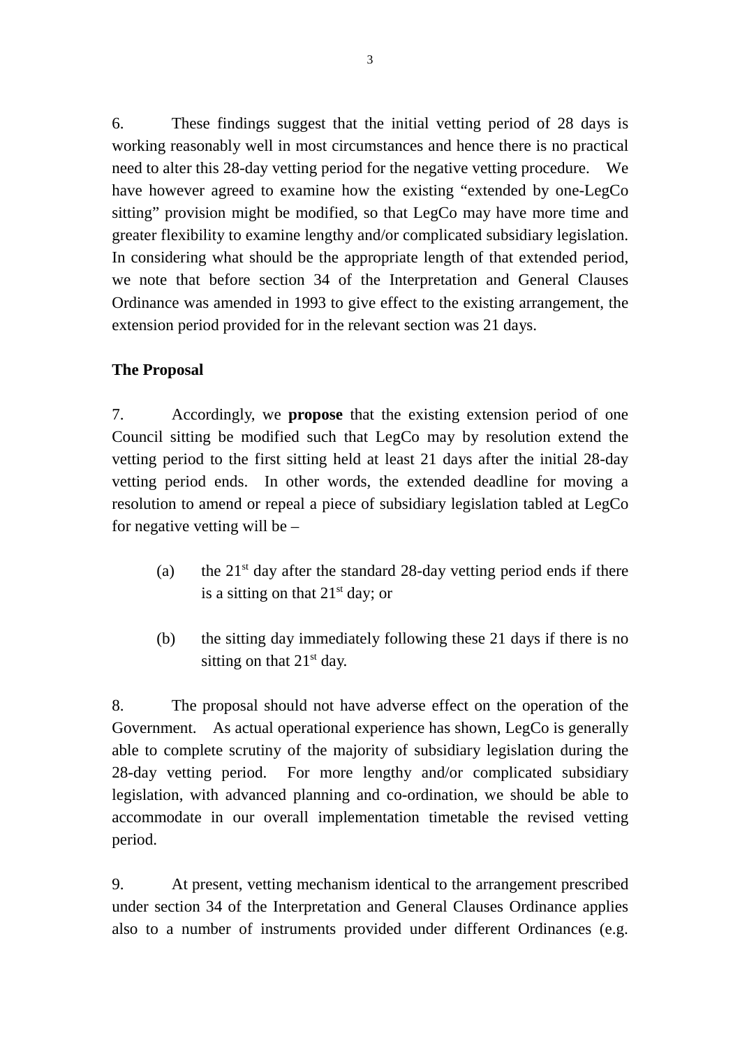6. These findings suggest that the initial vetting period of 28 days is working reasonably well in most circumstances and hence there is no practical need to alter this 28-day vetting period for the negative vetting procedure. We have however agreed to examine how the existing "extended by one-LegCo sitting" provision might be modified, so that LegCo may have more time and greater flexibility to examine lengthy and/or complicated subsidiary legislation. In considering what should be the appropriate length of that extended period, we note that before section 34 of the Interpretation and General Clauses Ordinance was amended in 1993 to give effect to the existing arrangement, the extension period provided for in the relevant section was 21 days.

**The Proposal**

7. Accordingly, we **propose** that the existing extension period of one Council sitting be modified such that LegCo may by resolution extend the vetting period to the first sitting held at least 21 days after the initial 28-day vetting period ends. In other words, the extended deadline for moving a resolution to amend or repeal a piece of subsidiary legislation tabled at LegCo for negative vetting will be –

(a) the 21st day after the standard 28-day vetting period ends if there is a sitting on that 21st day; or

(b) the sitting day immediately following these 21 days if there is no sitting on that 21st day.

8. The proposal should not have adverse effect on the operation of the Government. As actual operational experience has shown, LegCo is generally able to complete scrutiny of the majority of subsidiary legislation during the 28-day vetting period. For more lengthy and/or complicated subsidiary legislation, with advanced planning and co-ordination, we should be able to accommodate in our overall implementation timetable the revised vetting period.

9. At present, vetting mechanism identical to the arrangement prescribed under section 34 of the Interpretation and General Clauses Ordinance applies also to a number of instruments provided under different Ordinances (e.g.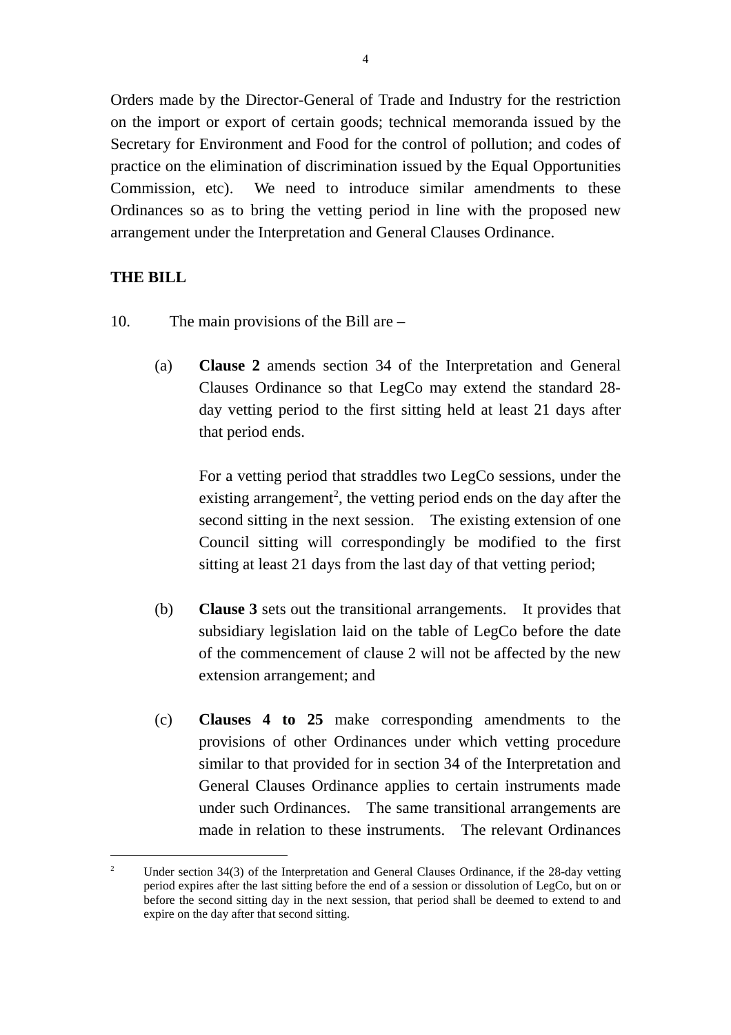Orders made by the Director-General of Trade and Industry for the restriction on the import or export of certain goods; technical memoranda issued by the Secretary for Environment and Food for the control of pollution; and codes of practice on the elimination of discrimination issued by the Equal Opportunities Commission, etc). We need to introduce similar amendments to these Ordinances so as to bring the vetting period in line with the proposed new arrangement under the Interpretation and General Clauses Ordinance.

**THE BILL**

10. The main provisions of the Bill are –

(a) **Clause 2** amends section 34 of the Interpretation and General Clauses Ordinance so that LegCo may extend the standard 28-day vetting period to the first sitting held at least 21 days after that period ends.

For a vetting period that straddles two LegCo sessions, under the existing arrangement[2], the vetting period ends on the day after the second sitting in the next session. The existing extension of one Council sitting will correspondingly be modified to the first sitting at least 21 days from the last day of that vetting period;

(b) **Clause 3** sets out the transitional arrangements. It provides that subsidiary legislation laid on the table of LegCo before the date of the commencement of clause 2 will not be affected by the new extension arrangement; and

(c) **Clauses 4 to 25** make corresponding amendments to the provisions of other Ordinances under which vetting procedure similar to that provided for in section 34 of the Interpretation and General Clauses Ordinance applies to certain instruments made under such Ordinances. The same transitional arrangements are made in relation to these instruments. The relevant Ordinances

---

[2] Under section 34(3) of the Interpretation and General Clauses Ordinance, if the 28-day vetting period expires after the last sitting before the end of a session or dissolution of LegCo, but on or before the second sitting day in the next session, that period shall be deemed to extend to and expire on the day after that second sitting.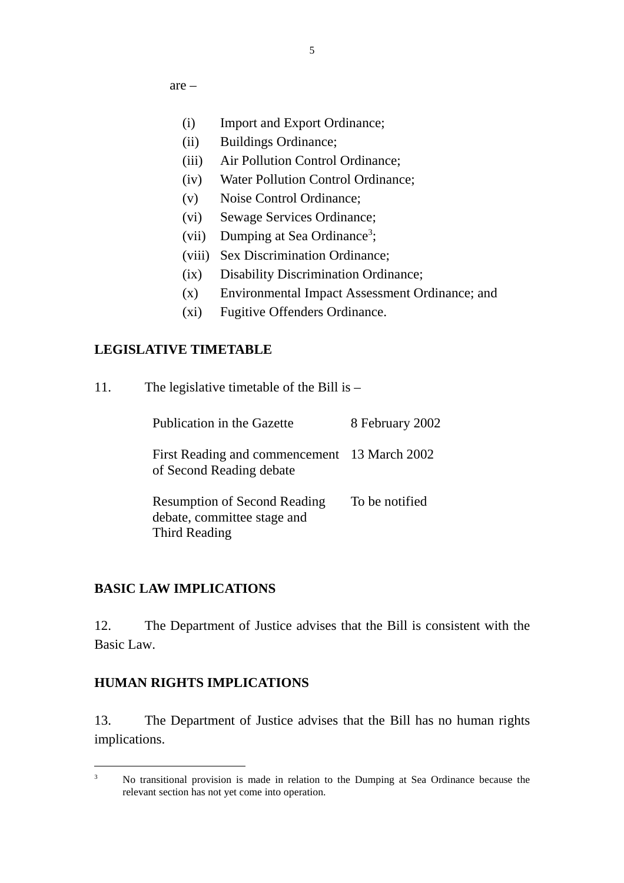are –

(i) Import and Export Ordinance;
(ii) Buildings Ordinance;
(iii) Air Pollution Control Ordinance;
(iv) Water Pollution Control Ordinance;
(v) Noise Control Ordinance;
(vi) Sewage Services Ordinance;
(vii) Dumping at Sea Ordinance[3];
(viii) Sex Discrimination Ordinance;
(ix) Disability Discrimination Ordinance;
(x) Environmental Impact Assessment Ordinance; and
(xi) Fugitive Offenders Ordinance.

**LEGISLATIVE TIMETABLE**

11. The legislative timetable of the Bill is –

| | |
|---|---|
| Publication in the Gazette | 8 February 2002 |
| First Reading and commencement of Second Reading debate | 13 March 2002 |
| Resumption of Second Reading debate, committee stage and Third Reading | To be notified |

**BASIC LAW IMPLICATIONS**

12. The Department of Justice advises that the Bill is consistent with the Basic Law.

**HUMAN RIGHTS IMPLICATIONS**

13. The Department of Justice advises that the Bill has no human rights implications.

---

[3] No transitional provision is made in relation to the Dumping at Sea Ordinance because the relevant section has not yet come into operation.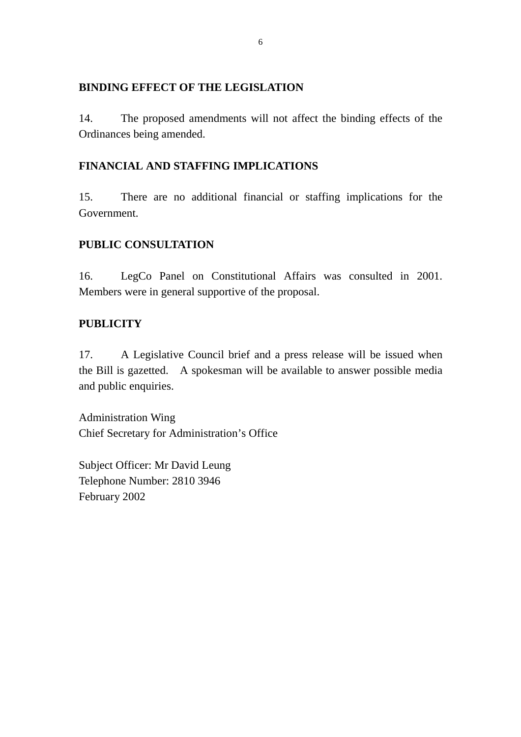## BINDING EFFECT OF THE LEGISLATION

14. The proposed amendments will not affect the binding effects of the Ordinances being amended.

## FINANCIAL AND STAFFING IMPLICATIONS

15. There are no additional financial or staffing implications for the Government.

## PUBLIC CONSULTATION

16. LegCo Panel on Constitutional Affairs was consulted in 2001. Members were in general supportive of the proposal.

## PUBLICITY

17. A Legislative Council brief and a press release will be issued when the Bill is gazetted. A spokesman will be available to answer possible media and public enquiries.

Administration Wing  
Chief Secretary for Administration's Office

Subject Officer: Mr David Leung  
Telephone Number: 2810 3946  
February 2002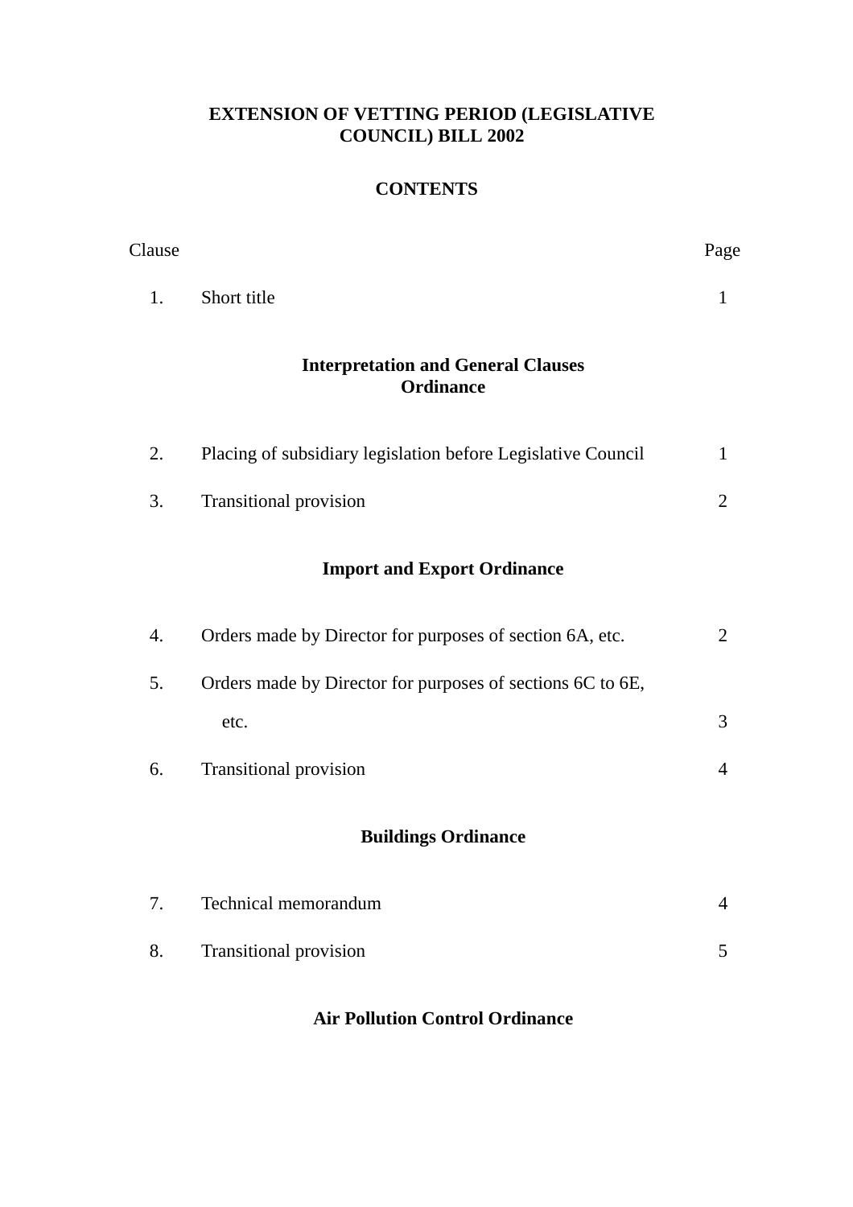**EXTENSION OF VETTING PERIOD (LEGISLATIVE COUNCIL) BILL 2002**

**CONTENTS**

| Clause | | Page |
|---|---|---|
| 1. | Short title | 1 |
| | **Interpretation and General Clauses Ordinance** | |
| 2. | Placing of subsidiary legislation before Legislative Council | 1 |
| 3. | Transitional provision | 2 |
| | **Import and Export Ordinance** | |
| 4. | Orders made by Director for purposes of section 6A, etc. | 2 |
| 5. | Orders made by Director for purposes of sections 6C to 6E, etc. | 3 |
| 6. | Transitional provision | 4 |
| | **Buildings Ordinance** | |
| 7. | Technical memorandum | 4 |
| 8. | Transitional provision | 5 |
| | **Air Pollution Control Ordinance** | |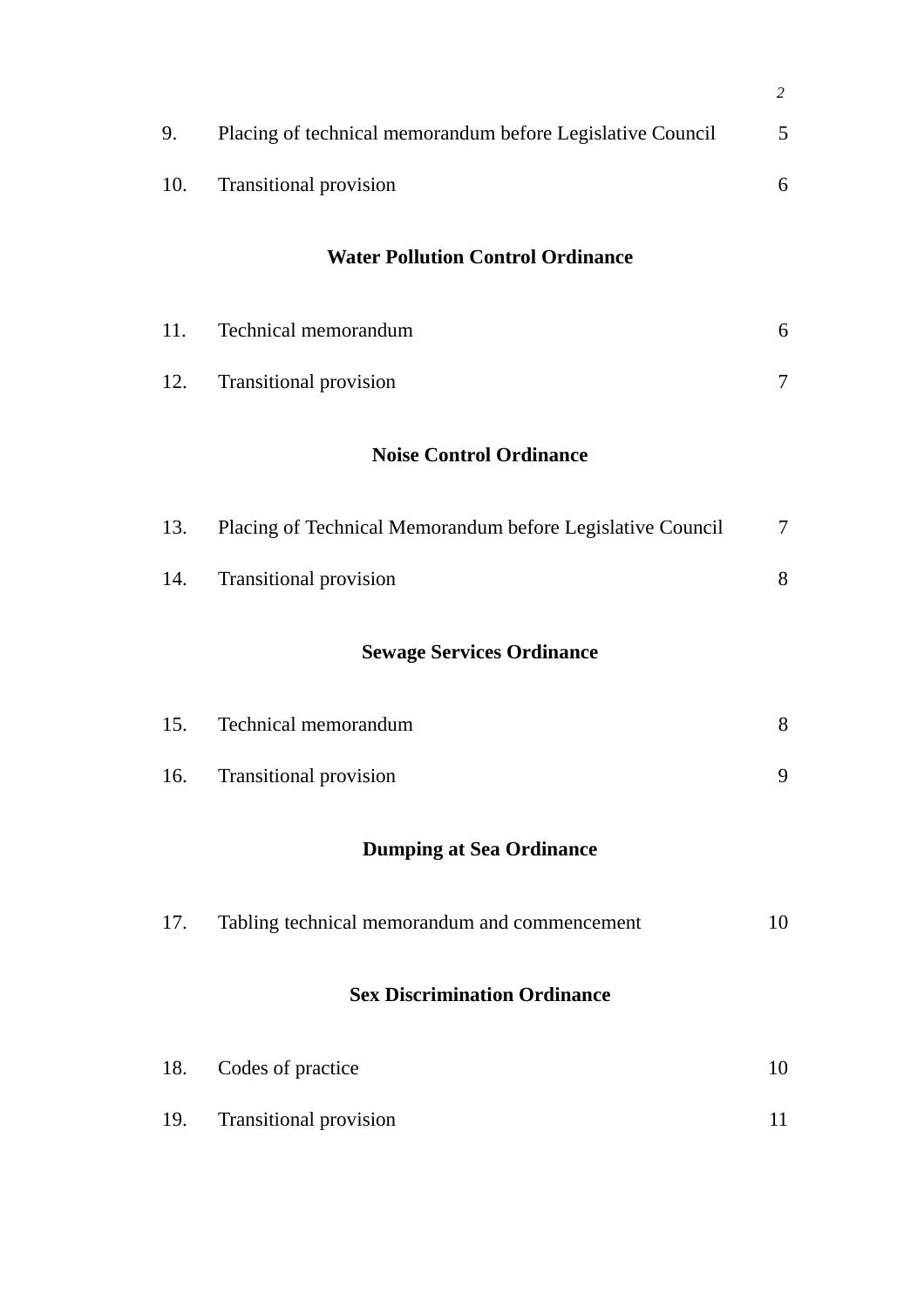| | | |
|---|---|---|
| 9. | Placing of technical memorandum before Legislative Council | 5 |
| 10. | Transitional provision | 6 |

**Water Pollution Control Ordinance**

| | | |
|---|---|---|
| 11. | Technical memorandum | 6 |
| 12. | Transitional provision | 7 |

**Noise Control Ordinance**

| | | |
|---|---|---|
| 13. | Placing of Technical Memorandum before Legislative Council | 7 |
| 14. | Transitional provision | 8 |

**Sewage Services Ordinance**

| | | |
|---|---|---|
| 15. | Technical memorandum | 8 |
| 16. | Transitional provision | 9 |

**Dumping at Sea Ordinance**

| | | |
|---|---|---|
| 17. | Tabling technical memorandum and commencement | 10 |

**Sex Discrimination Ordinance**

| | | |
|---|---|---|
| 18. | Codes of practice | 10 |
| 19. | Transitional provision | 11 |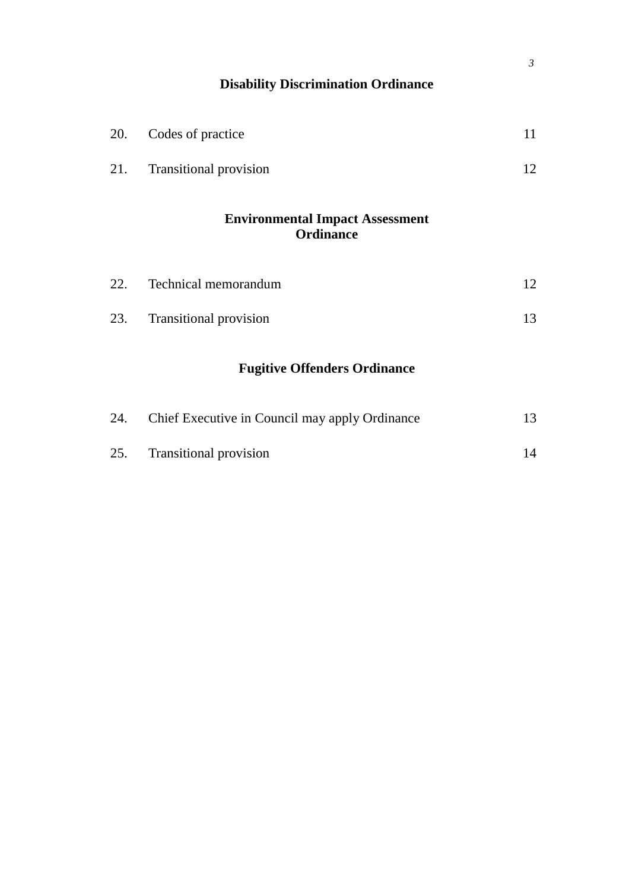### Disability Discrimination Ordinance

| | | |
|---|---|---|
| 20. | Codes of practice | 11 |
| 21. | Transitional provision | 12 |

### Environmental Impact Assessment Ordinance

| | | |
|---|---|---|
| 22. | Technical memorandum | 12 |
| 23. | Transitional provision | 13 |

### Fugitive Offenders Ordinance

| | | |
|---|---|---|
| 24. | Chief Executive in Council may apply Ordinance | 13 |
| 25. | Transitional provision | 14 |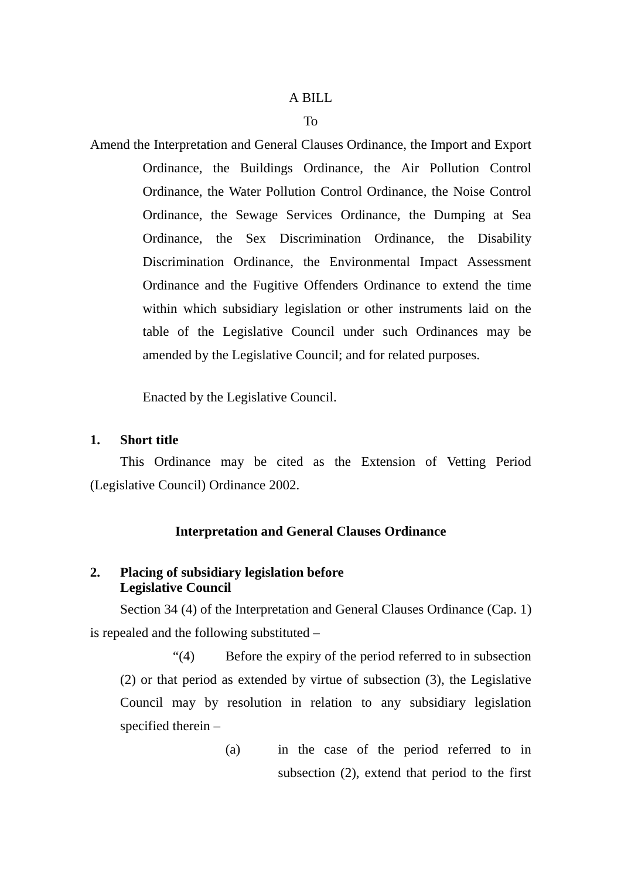A BILL

To

Amend the Interpretation and General Clauses Ordinance, the Import and Export Ordinance, the Buildings Ordinance, the Air Pollution Control Ordinance, the Water Pollution Control Ordinance, the Noise Control Ordinance, the Sewage Services Ordinance, the Dumping at Sea Ordinance, the Sex Discrimination Ordinance, the Disability Discrimination Ordinance, the Environmental Impact Assessment Ordinance and the Fugitive Offenders Ordinance to extend the time within which subsidiary legislation or other instruments laid on the table of the Legislative Council under such Ordinances may be amended by the Legislative Council; and for related purposes.

Enacted by the Legislative Council.

**1. Short title**

This Ordinance may be cited as the Extension of Vetting Period (Legislative Council) Ordinance 2002.

**Interpretation and General Clauses Ordinance**

**2. Placing of subsidiary legislation before Legislative Council**

Section 34 (4) of the Interpretation and General Clauses Ordinance (Cap. 1) is repealed and the following substituted –

"(4) Before the expiry of the period referred to in subsection (2) or that period as extended by virtue of subsection (3), the Legislative Council may by resolution in relation to any subsidiary legislation specified therein –

(a) in the case of the period referred to in subsection (2), extend that period to the first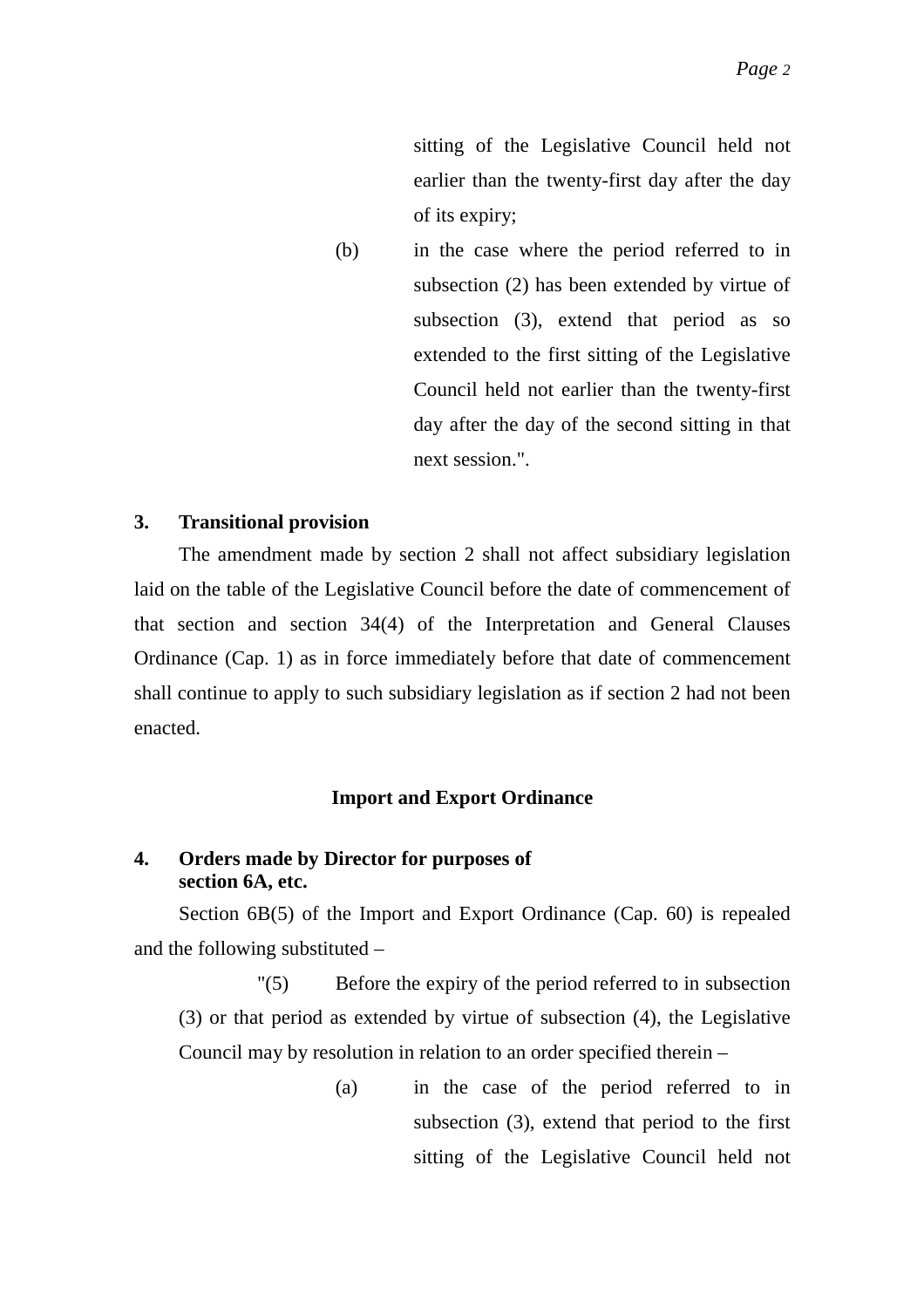sitting of the Legislative Council held not earlier than the twenty-first day after the day of its expiry;

(b) in the case where the period referred to in subsection (2) has been extended by virtue of subsection (3), extend that period as so extended to the first sitting of the Legislative Council held not earlier than the twenty-first day after the day of the second sitting in that next session.".

**3. Transitional provision**

The amendment made by section 2 shall not affect subsidiary legislation laid on the table of the Legislative Council before the date of commencement of that section and section 34(4) of the Interpretation and General Clauses Ordinance (Cap. 1) as in force immediately before that date of commencement shall continue to apply to such subsidiary legislation as if section 2 had not been enacted.

**Import and Export Ordinance**

**4. Orders made by Director for purposes of section 6A, etc.**

Section 6B(5) of the Import and Export Ordinance (Cap. 60) is repealed and the following substituted –

"(5) Before the expiry of the period referred to in subsection (3) or that period as extended by virtue of subsection (4), the Legislative Council may by resolution in relation to an order specified therein –

(a) in the case of the period referred to in subsection (3), extend that period to the first sitting of the Legislative Council held not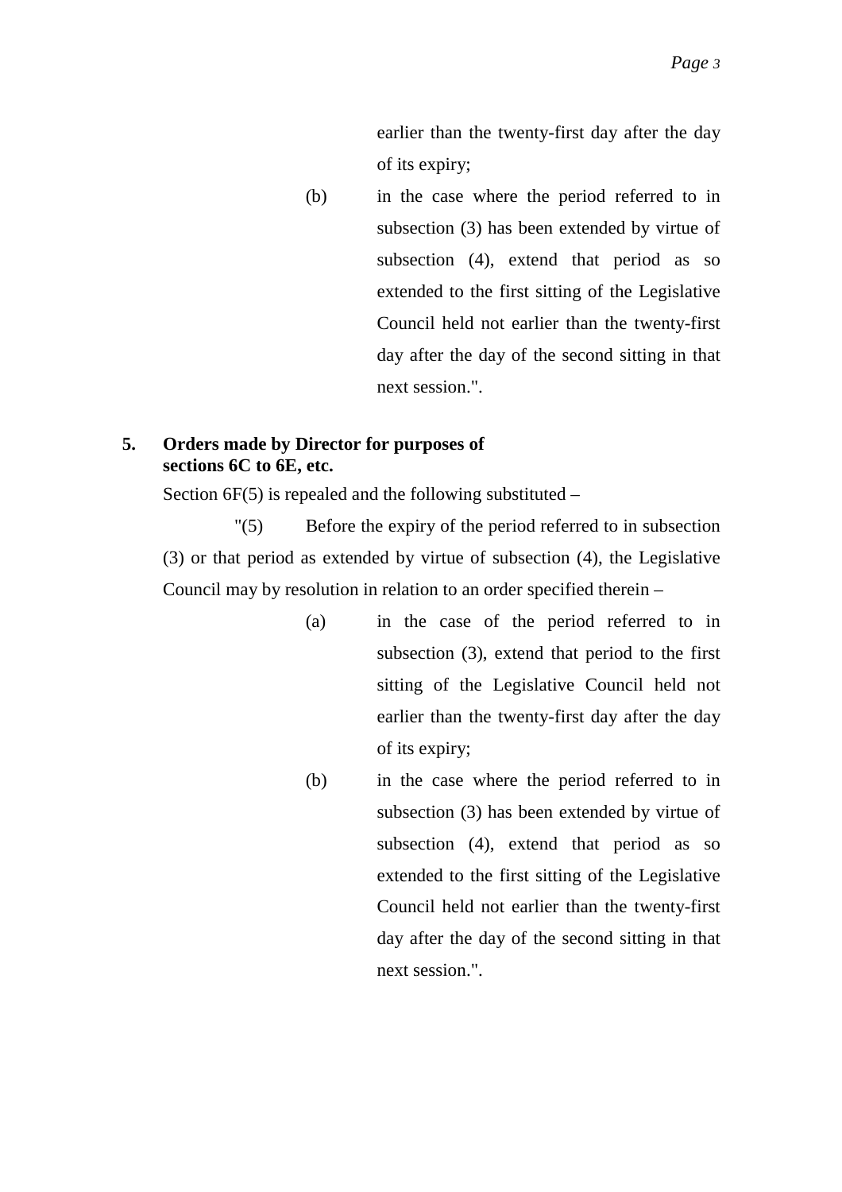earlier than the twenty-first day after the day of its expiry;

(b) in the case where the period referred to in subsection (3) has been extended by virtue of subsection (4), extend that period as so extended to the first sitting of the Legislative Council held not earlier than the twenty-first day after the day of the second sitting in that next session.".

**5. Orders made by Director for purposes of sections 6C to 6E, etc.**

Section 6F(5) is repealed and the following substituted –

"(5) Before the expiry of the period referred to in subsection (3) or that period as extended by virtue of subsection (4), the Legislative Council may by resolution in relation to an order specified therein –

(a) in the case of the period referred to in subsection (3), extend that period to the first sitting of the Legislative Council held not earlier than the twenty-first day after the day of its expiry;

(b) in the case where the period referred to in subsection (3) has been extended by virtue of subsection (4), extend that period as so extended to the first sitting of the Legislative Council held not earlier than the twenty-first day after the day of the second sitting in that next session.".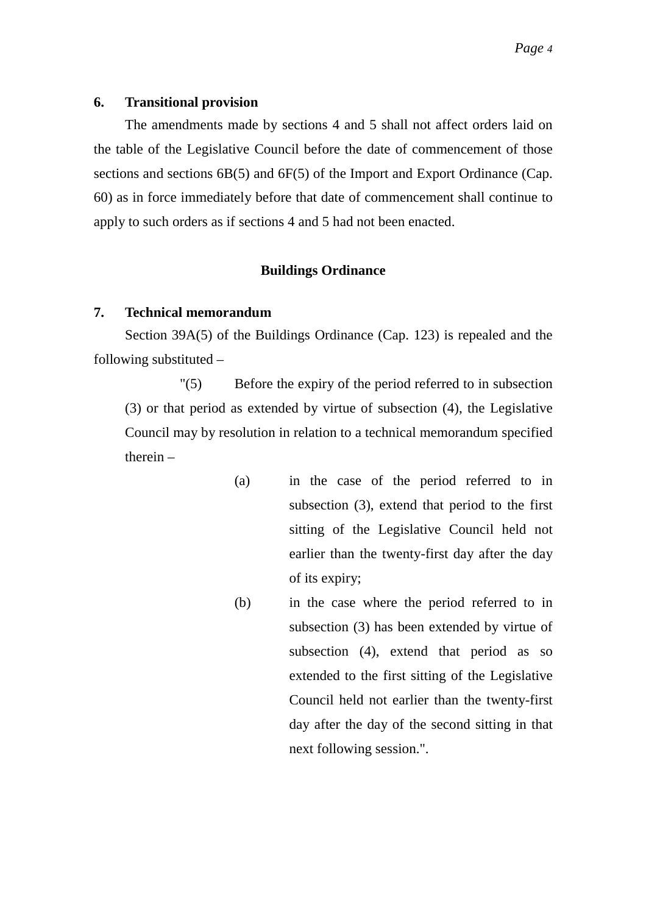**6. Transitional provision**

The amendments made by sections 4 and 5 shall not affect orders laid on the table of the Legislative Council before the date of commencement of those sections and sections 6B(5) and 6F(5) of the Import and Export Ordinance (Cap. 60) as in force immediately before that date of commencement shall continue to apply to such orders as if sections 4 and 5 had not been enacted.

## Buildings Ordinance

**7. Technical memorandum**

Section 39A(5) of the Buildings Ordinance (Cap. 123) is repealed and the following substituted –

"(5) Before the expiry of the period referred to in subsection (3) or that period as extended by virtue of subsection (4), the Legislative Council may by resolution in relation to a technical memorandum specified therein –

(a) in the case of the period referred to in subsection (3), extend that period to the first sitting of the Legislative Council held not earlier than the twenty-first day after the day of its expiry;

(b) in the case where the period referred to in subsection (3) has been extended by virtue of subsection (4), extend that period as so extended to the first sitting of the Legislative Council held not earlier than the twenty-first day after the day of the second sitting in that next following session.".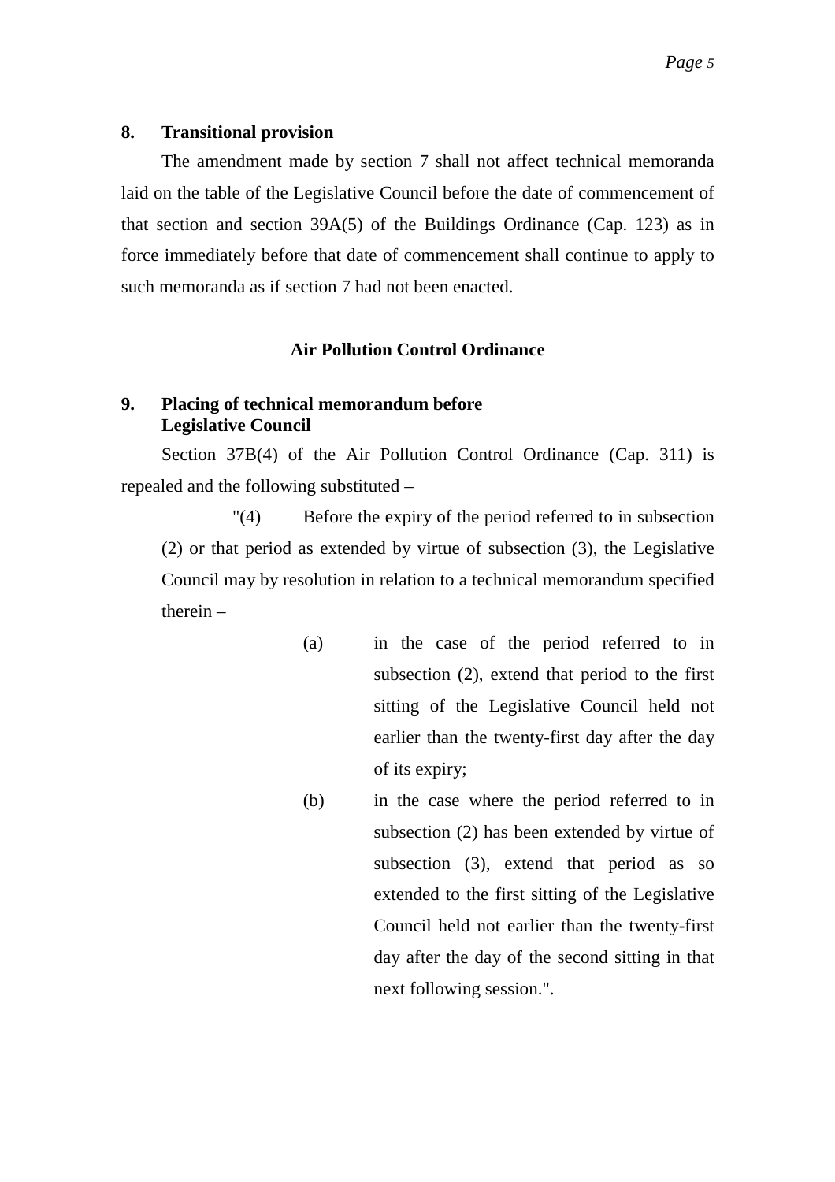**8. Transitional provision**

The amendment made by section 7 shall not affect technical memoranda laid on the table of the Legislative Council before the date of commencement of that section and section 39A(5) of the Buildings Ordinance (Cap. 123) as in force immediately before that date of commencement shall continue to apply to such memoranda as if section 7 had not been enacted.

**Air Pollution Control Ordinance**

**9. Placing of technical memorandum before Legislative Council**

Section 37B(4) of the Air Pollution Control Ordinance (Cap. 311) is repealed and the following substituted –

"(4) Before the expiry of the period referred to in subsection (2) or that period as extended by virtue of subsection (3), the Legislative Council may by resolution in relation to a technical memorandum specified therein –

(a) in the case of the period referred to in subsection (2), extend that period to the first sitting of the Legislative Council held not earlier than the twenty-first day after the day of its expiry;

(b) in the case where the period referred to in subsection (2) has been extended by virtue of subsection (3), extend that period as so extended to the first sitting of the Legislative Council held not earlier than the twenty-first day after the day of the second sitting in that next following session.".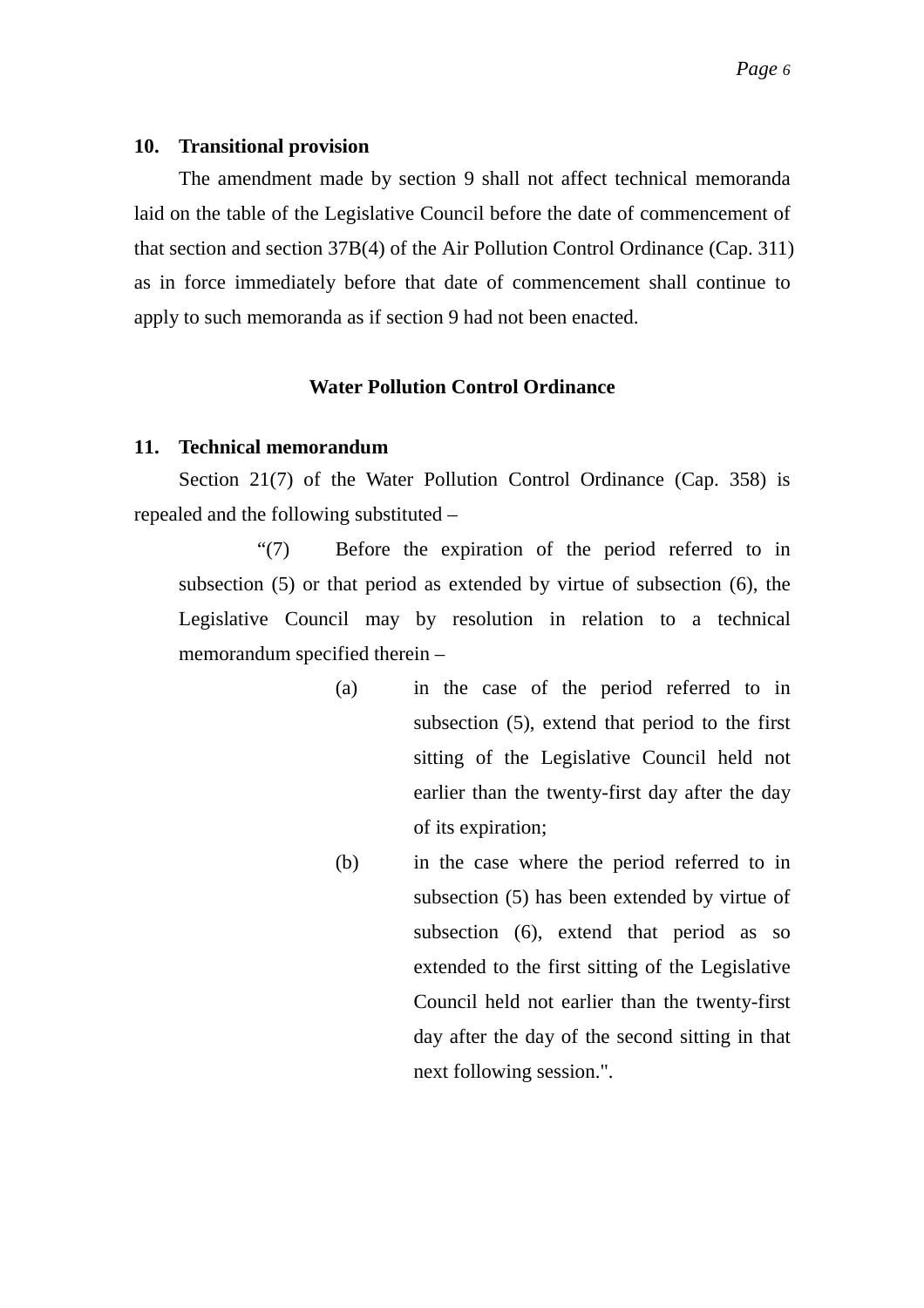**10. Transitional provision**

The amendment made by section 9 shall not affect technical memoranda laid on the table of the Legislative Council before the date of commencement of that section and section 37B(4) of the Air Pollution Control Ordinance (Cap. 311) as in force immediately before that date of commencement shall continue to apply to such memoranda as if section 9 had not been enacted.

**Water Pollution Control Ordinance**

**11. Technical memorandum**

Section 21(7) of the Water Pollution Control Ordinance (Cap. 358) is repealed and the following substituted –

> “(7) Before the expiration of the period referred to in subsection (5) or that period as extended by virtue of subsection (6), the Legislative Council may by resolution in relation to a technical memorandum specified therein –
>
> (a) in the case of the period referred to in subsection (5), extend that period to the first sitting of the Legislative Council held not earlier than the twenty-first day after the day of its expiration;
>
> (b) in the case where the period referred to in subsection (5) has been extended by virtue of subsection (6), extend that period as so extended to the first sitting of the Legislative Council held not earlier than the twenty-first day after the day of the second sitting in that next following session.".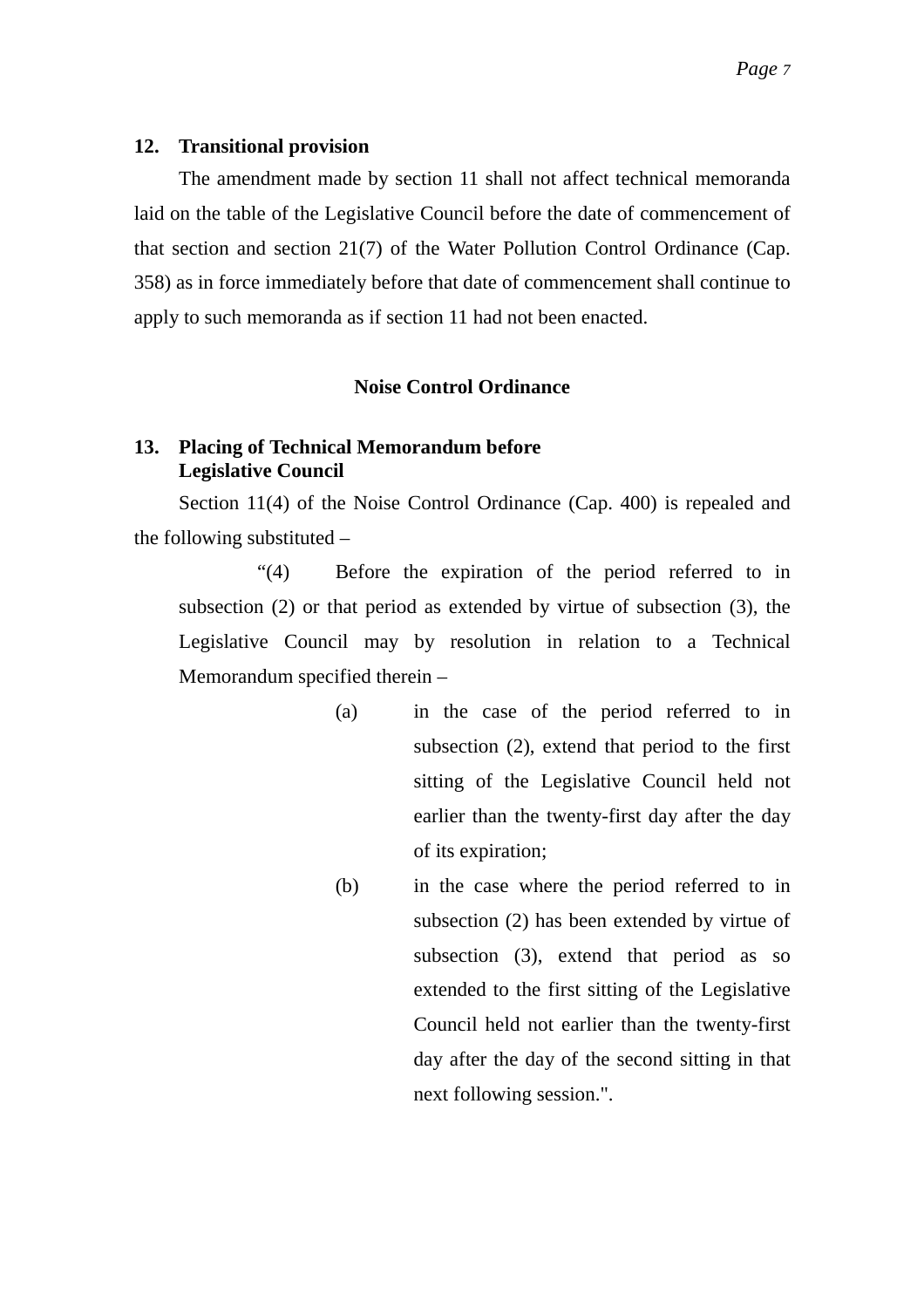**12. Transitional provision**

The amendment made by section 11 shall not affect technical memoranda laid on the table of the Legislative Council before the date of commencement of that section and section 21(7) of the Water Pollution Control Ordinance (Cap. 358) as in force immediately before that date of commencement shall continue to apply to such memoranda as if section 11 had not been enacted.

**Noise Control Ordinance**

**13. Placing of Technical Memorandum before Legislative Council**

Section 11(4) of the Noise Control Ordinance (Cap. 400) is repealed and the following substituted –

> "(4) Before the expiration of the period referred to in subsection (2) or that period as extended by virtue of subsection (3), the Legislative Council may by resolution in relation to a Technical Memorandum specified therein –
>
> (a) in the case of the period referred to in subsection (2), extend that period to the first sitting of the Legislative Council held not earlier than the twenty-first day after the day of its expiration;
>
> (b) in the case where the period referred to in subsection (2) has been extended by virtue of subsection (3), extend that period as so extended to the first sitting of the Legislative Council held not earlier than the twenty-first day after the day of the second sitting in that next following session.".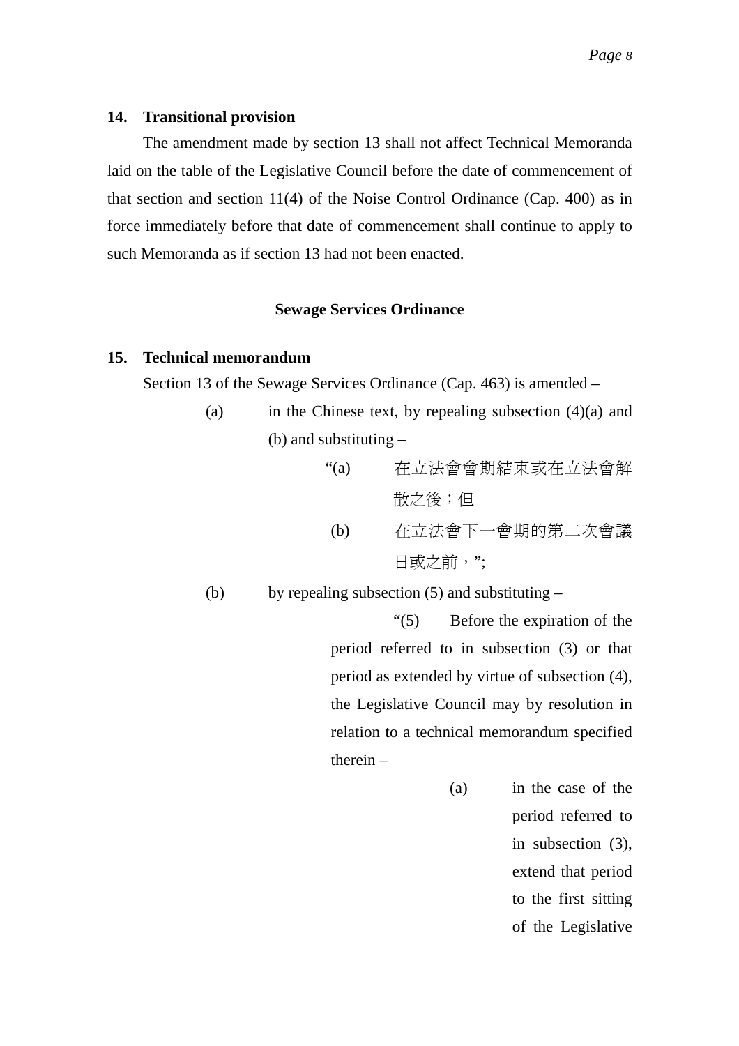**14. Transitional provision**

The amendment made by section 13 shall not affect Technical Memoranda laid on the table of the Legislative Council before the date of commencement of that section and section 11(4) of the Noise Control Ordinance (Cap. 400) as in force immediately before that date of commencement shall continue to apply to such Memoranda as if section 13 had not been enacted.

**Sewage Services Ordinance**

**15. Technical memorandum**

Section 13 of the Sewage Services Ordinance (Cap. 463) is amended –

(a) in the Chinese text, by repealing subsection (4)(a) and (b) and substituting –

"(a) 在立法會會期結束或在立法會解散之後；但

(b) 在立法會下一會期的第二次會議日或之前，";

(b) by repealing subsection (5) and substituting –

"(5) Before the expiration of the period referred to in subsection (3) or that period as extended by virtue of subsection (4), the Legislative Council may by resolution in relation to a technical memorandum specified therein –

(a) in the case of the period referred to in subsection (3), extend that period to the first sitting of the Legislative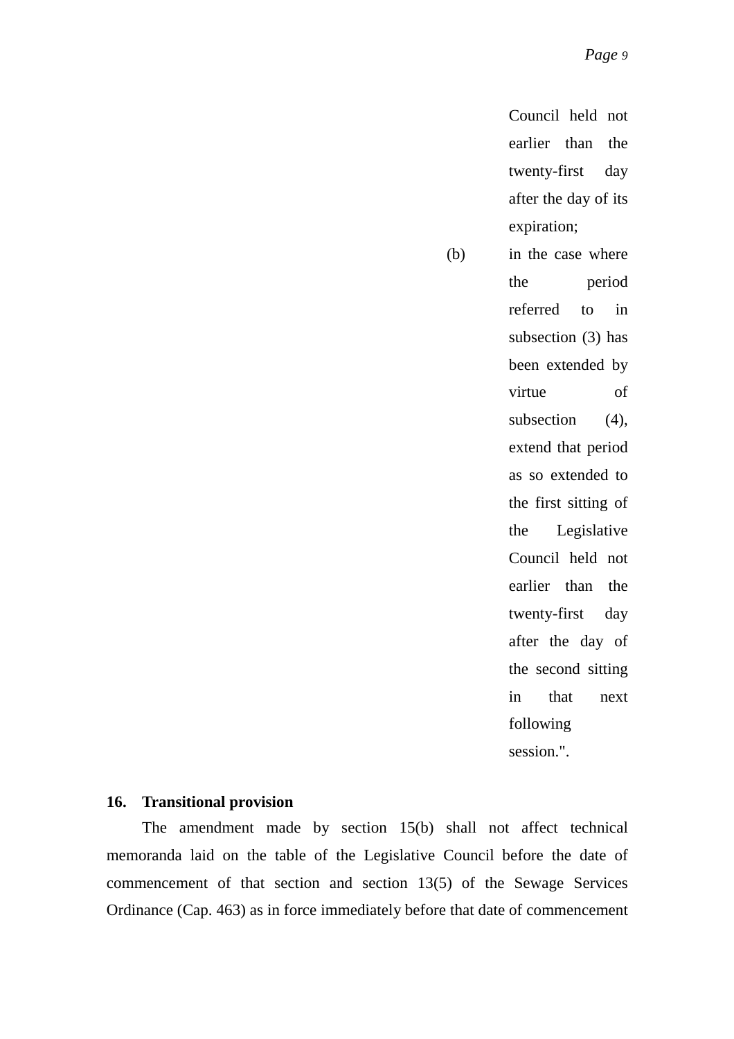Council held not earlier than the twenty-first day after the day of its expiration;

(b) in the case where the period referred to in subsection (3) has been extended by virtue of subsection (4), extend that period as so extended to the first sitting of the Legislative Council held not earlier than the twenty-first day after the day of the second sitting in that next following session.".

**16. Transitional provision**

The amendment made by section 15(b) shall not affect technical memoranda laid on the table of the Legislative Council before the date of commencement of that section and section 13(5) of the Sewage Services Ordinance (Cap. 463) as in force immediately before that date of commencement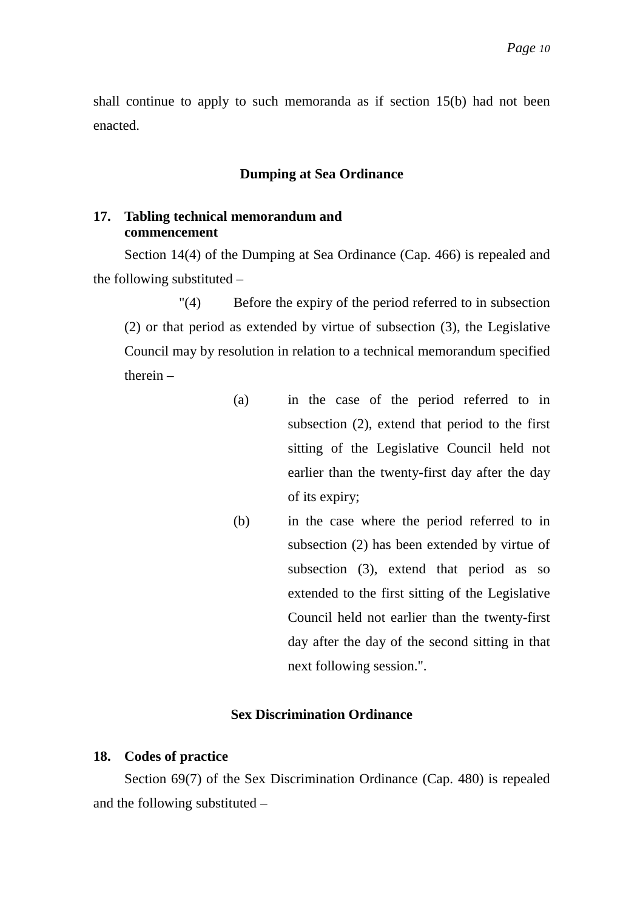shall continue to apply to such memoranda as if section 15(b) had not been enacted.

## Dumping at Sea Ordinance

### 17. Tabling technical memorandum and commencement

Section 14(4) of the Dumping at Sea Ordinance (Cap. 466) is repealed and the following substituted –

"(4) Before the expiry of the period referred to in subsection (2) or that period as extended by virtue of subsection (3), the Legislative Council may by resolution in relation to a technical memorandum specified therein –

(a) in the case of the period referred to in subsection (2), extend that period to the first sitting of the Legislative Council held not earlier than the twenty-first day after the day of its expiry;

(b) in the case where the period referred to in subsection (2) has been extended by virtue of subsection (3), extend that period as so extended to the first sitting of the Legislative Council held not earlier than the twenty-first day after the day of the second sitting in that next following session.".

## Sex Discrimination Ordinance

### 18. Codes of practice

Section 69(7) of the Sex Discrimination Ordinance (Cap. 480) is repealed and the following substituted –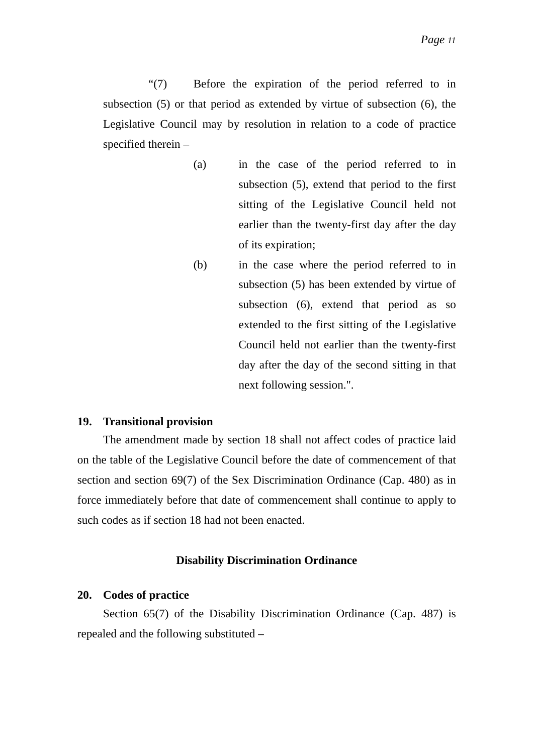"(7) Before the expiration of the period referred to in subsection (5) or that period as extended by virtue of subsection (6), the Legislative Council may by resolution in relation to a code of practice specified therein –

(a) in the case of the period referred to in subsection (5), extend that period to the first sitting of the Legislative Council held not earlier than the twenty-first day after the day of its expiration;

(b) in the case where the period referred to in subsection (5) has been extended by virtue of subsection (6), extend that period as so extended to the first sitting of the Legislative Council held not earlier than the twenty-first day after the day of the second sitting in that next following session.".

**19. Transitional provision**

The amendment made by section 18 shall not affect codes of practice laid on the table of the Legislative Council before the date of commencement of that section and section 69(7) of the Sex Discrimination Ordinance (Cap. 480) as in force immediately before that date of commencement shall continue to apply to such codes as if section 18 had not been enacted.

**Disability Discrimination Ordinance**

**20. Codes of practice**

Section 65(7) of the Disability Discrimination Ordinance (Cap. 487) is repealed and the following substituted –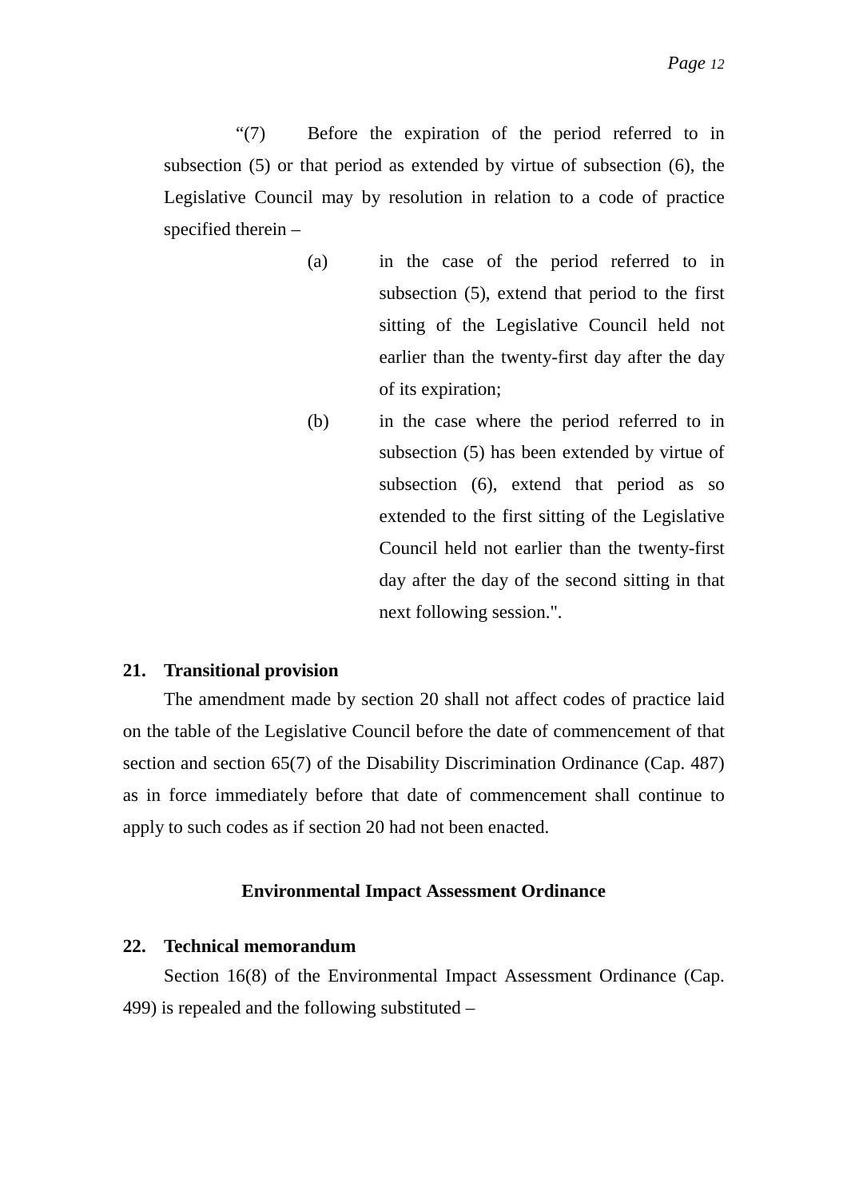"(7) Before the expiration of the period referred to in subsection (5) or that period as extended by virtue of subsection (6), the Legislative Council may by resolution in relation to a code of practice specified therein –

(a) in the case of the period referred to in subsection (5), extend that period to the first sitting of the Legislative Council held not earlier than the twenty-first day after the day of its expiration;

(b) in the case where the period referred to in subsection (5) has been extended by virtue of subsection (6), extend that period as so extended to the first sitting of the Legislative Council held not earlier than the twenty-first day after the day of the second sitting in that next following session.".

**21. Transitional provision**

The amendment made by section 20 shall not affect codes of practice laid on the table of the Legislative Council before the date of commencement of that section and section 65(7) of the Disability Discrimination Ordinance (Cap. 487) as in force immediately before that date of commencement shall continue to apply to such codes as if section 20 had not been enacted.

**Environmental Impact Assessment Ordinance**

**22. Technical memorandum**

Section 16(8) of the Environmental Impact Assessment Ordinance (Cap. 499) is repealed and the following substituted –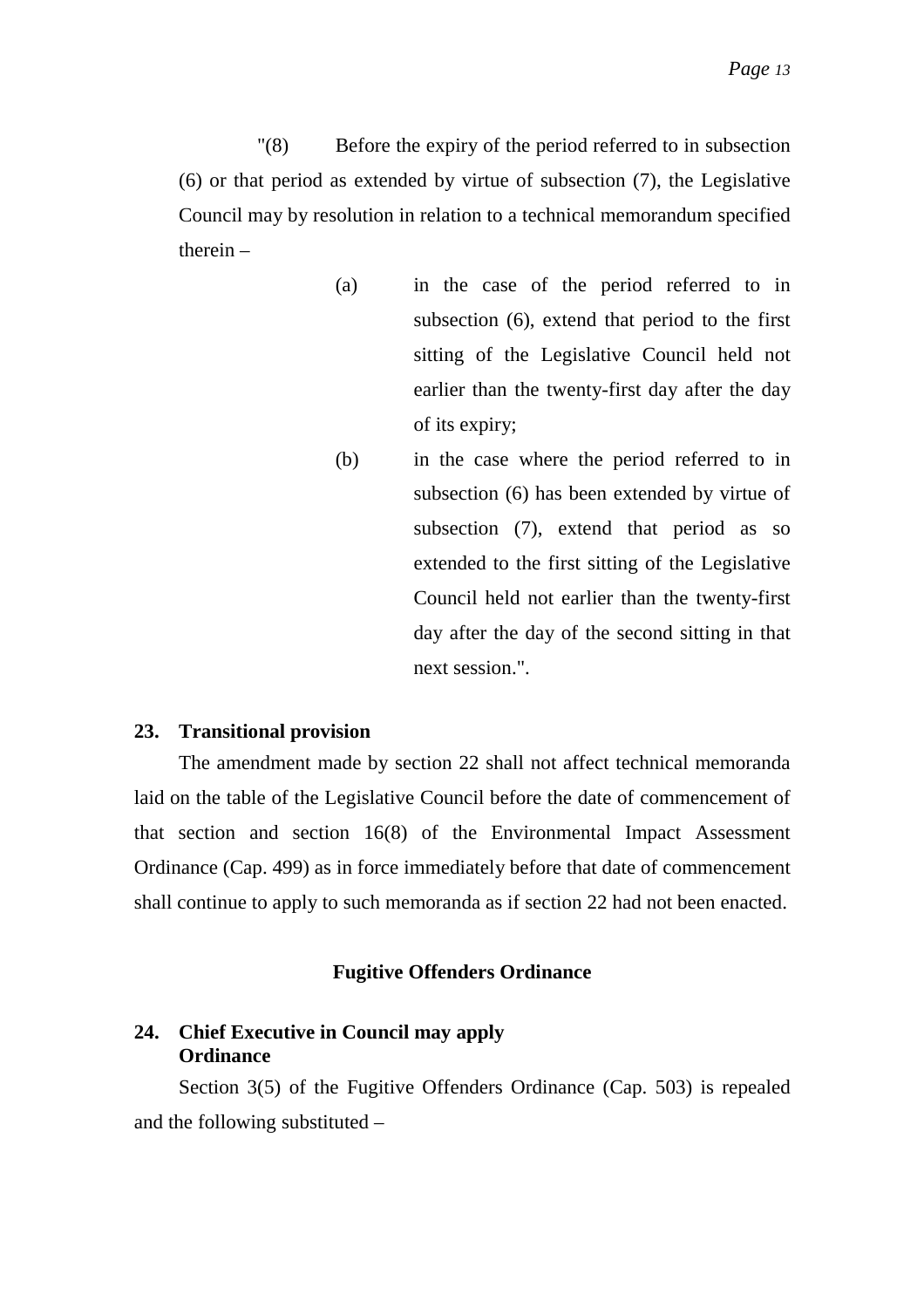"(8) Before the expiry of the period referred to in subsection (6) or that period as extended by virtue of subsection (7), the Legislative Council may by resolution in relation to a technical memorandum specified therein –

(a) in the case of the period referred to in subsection (6), extend that period to the first sitting of the Legislative Council held not earlier than the twenty-first day after the day of its expiry;

(b) in the case where the period referred to in subsection (6) has been extended by virtue of subsection (7), extend that period as so extended to the first sitting of the Legislative Council held not earlier than the twenty-first day after the day of the second sitting in that next session.".

### 23. Transitional provision

The amendment made by section 22 shall not affect technical memoranda laid on the table of the Legislative Council before the date of commencement of that section and section 16(8) of the Environmental Impact Assessment Ordinance (Cap. 499) as in force immediately before that date of commencement shall continue to apply to such memoranda as if section 22 had not been enacted.

## Fugitive Offenders Ordinance

### 24. Chief Executive in Council may apply Ordinance

Section 3(5) of the Fugitive Offenders Ordinance (Cap. 503) is repealed and the following substituted –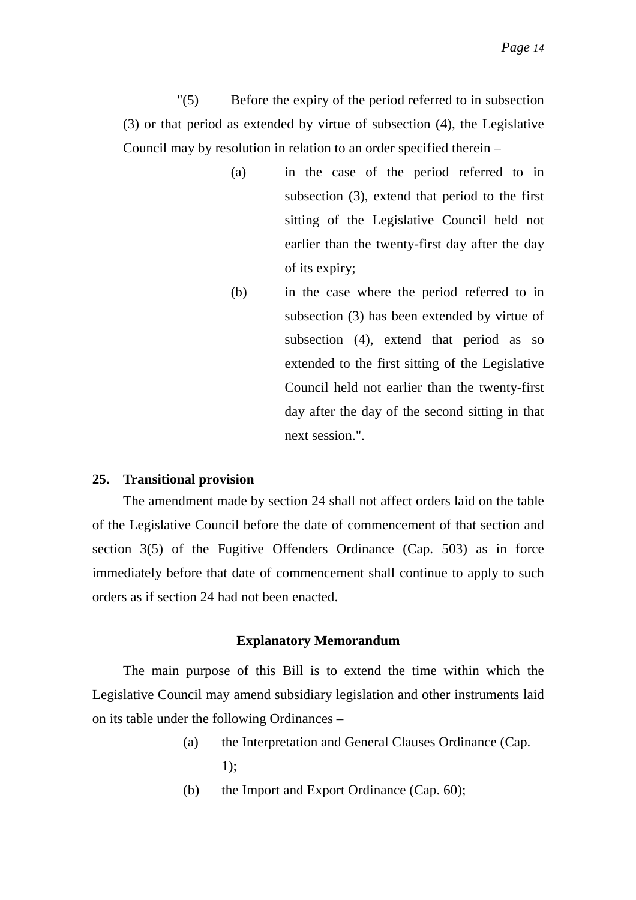"(5) Before the expiry of the period referred to in subsection (3) or that period as extended by virtue of subsection (4), the Legislative Council may by resolution in relation to an order specified therein –

(a) in the case of the period referred to in subsection (3), extend that period to the first sitting of the Legislative Council held not earlier than the twenty-first day after the day of its expiry;

(b) in the case where the period referred to in subsection (3) has been extended by virtue of subsection (4), extend that period as so extended to the first sitting of the Legislative Council held not earlier than the twenty-first day after the day of the second sitting in that next session.".

**25. Transitional provision**

The amendment made by section 24 shall not affect orders laid on the table of the Legislative Council before the date of commencement of that section and section 3(5) of the Fugitive Offenders Ordinance (Cap. 503) as in force immediately before that date of commencement shall continue to apply to such orders as if section 24 had not been enacted.

## Explanatory Memorandum

The main purpose of this Bill is to extend the time within which the Legislative Council may amend subsidiary legislation and other instruments laid on its table under the following Ordinances –

(a) the Interpretation and General Clauses Ordinance (Cap. 1);

(b) the Import and Export Ordinance (Cap. 60);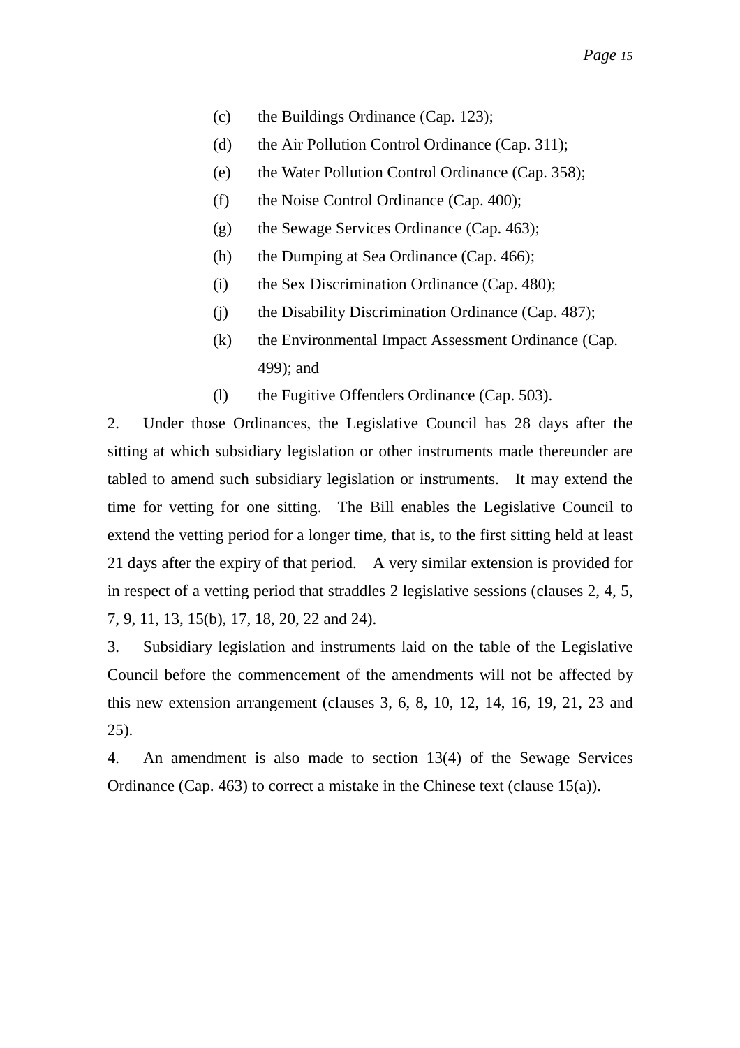(c) the Buildings Ordinance (Cap. 123);

(d) the Air Pollution Control Ordinance (Cap. 311);

(e) the Water Pollution Control Ordinance (Cap. 358);

(f) the Noise Control Ordinance (Cap. 400);

(g) the Sewage Services Ordinance (Cap. 463);

(h) the Dumping at Sea Ordinance (Cap. 466);

(i) the Sex Discrimination Ordinance (Cap. 480);

(j) the Disability Discrimination Ordinance (Cap. 487);

(k) the Environmental Impact Assessment Ordinance (Cap. 499); and

(l) the Fugitive Offenders Ordinance (Cap. 503).

2. Under those Ordinances, the Legislative Council has 28 days after the sitting at which subsidiary legislation or other instruments made thereunder are tabled to amend such subsidiary legislation or instruments. It may extend the time for vetting for one sitting. The Bill enables the Legislative Council to extend the vetting period for a longer time, that is, to the first sitting held at least 21 days after the expiry of that period. A very similar extension is provided for in respect of a vetting period that straddles 2 legislative sessions (clauses 2, 4, 5, 7, 9, 11, 13, 15(b), 17, 18, 20, 22 and 24).

3. Subsidiary legislation and instruments laid on the table of the Legislative Council before the commencement of the amendments will not be affected by this new extension arrangement (clauses 3, 6, 8, 10, 12, 14, 16, 19, 21, 23 and 25).

4. An amendment is also made to section 13(4) of the Sewage Services Ordinance (Cap. 463) to correct a mistake in the Chinese text (clause 15(a)).